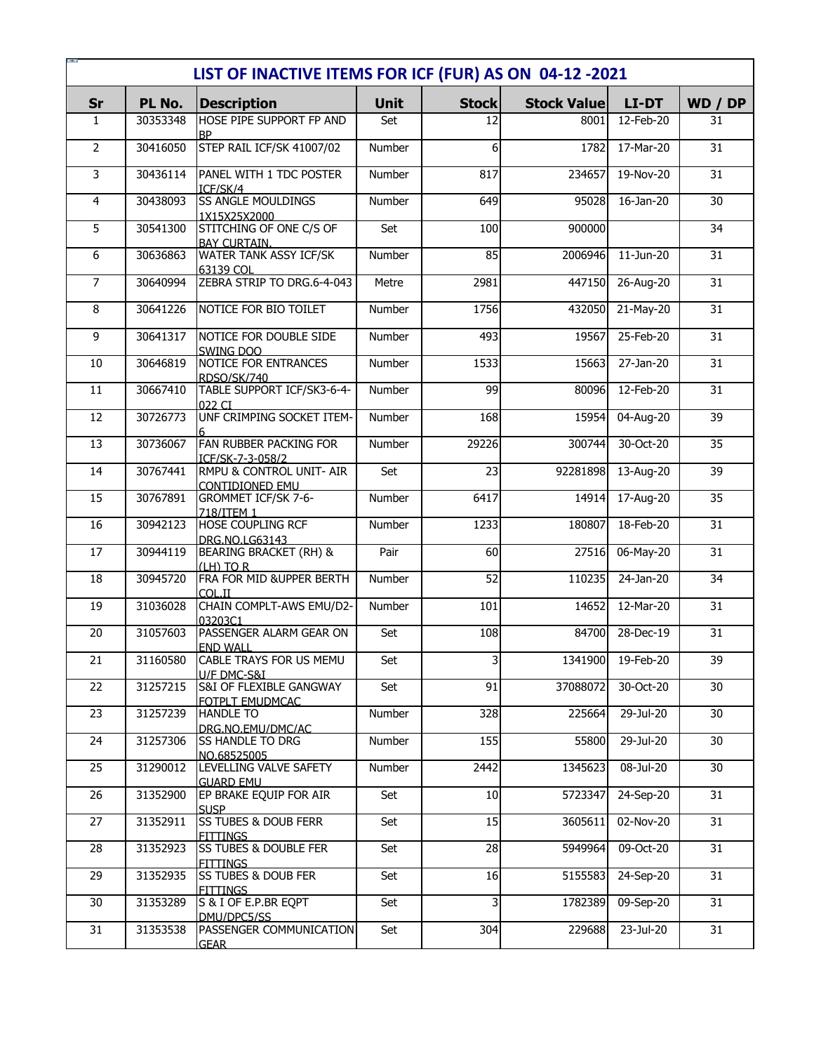# LIST OF INACTIVE ITEMS FOR ICF (FUR) AS ON 04-12 -2021

| Sr | PL No. | Description | Unit | Stock | Stock Value | LI-DT | WD / DP |
|---|---|---|---|---|---|---|---|
| 1 | 30353348 | HOSE PIPE SUPPORT FP AND BP | Set | 12 | 8001 | 12-Feb-20 | 31 |
| 2 | 30416050 | STEP RAIL ICF/SK 41007/02 | Number | 6 | 1782 | 17-Mar-20 | 31 |
| 3 | 30436114 | PANEL WITH 1 TDC POSTER ICF/SK/4 | Number | 817 | 234657 | 19-Nov-20 | 31 |
| 4 | 30438093 | SS ANGLE MOULDINGS 1X15X25X2000 | Number | 649 | 95028 | 16-Jan-20 | 30 |
| 5 | 30541300 | STITCHING OF ONE C/S OF BAY CURTAIN. | Set | 100 | 900000 | | 34 |
| 6 | 30636863 | WATER TANK ASSY ICF/SK 63139 COL | Number | 85 | 2006946 | 11-Jun-20 | 31 |
| 7 | 30640994 | ZEBRA STRIP TO DRG.6-4-043 | Metre | 2981 | 447150 | 26-Aug-20 | 31 |
| 8 | 30641226 | NOTICE FOR BIO TOILET | Number | 1756 | 432050 | 21-May-20 | 31 |
| 9 | 30641317 | NOTICE FOR DOUBLE SIDE SWING DOO | Number | 493 | 19567 | 25-Feb-20 | 31 |
| 10 | 30646819 | NOTICE FOR ENTRANCES RDSO/SK/740 | Number | 1533 | 15663 | 27-Jan-20 | 31 |
| 11 | 30667410 | TABLE SUPPORT ICF/SK3-6-4-022 CI | Number | 99 | 80096 | 12-Feb-20 | 31 |
| 12 | 30726773 | UNF CRIMPING SOCKET ITEM-6 | Number | 168 | 15954 | 04-Aug-20 | 39 |
| 13 | 30736067 | FAN RUBBER PACKING FOR ICF/SK-7-3-058/2 | Number | 29226 | 300744 | 30-Oct-20 | 35 |
| 14 | 30767441 | RMPU & CONTROL UNIT- AIR CONTIDIONED EMU | Set | 23 | 92281898 | 13-Aug-20 | 39 |
| 15 | 30767891 | GROMMET ICF/SK 7-6-718/ITEM 1 | Number | 6417 | 14914 | 17-Aug-20 | 35 |
| 16 | 30942123 | HOSE COUPLING RCF DRG.NO.LG63143 | Number | 1233 | 180807 | 18-Feb-20 | 31 |
| 17 | 30944119 | BEARING BRACKET (RH) & (LH) TO R | Pair | 60 | 27516 | 06-May-20 | 31 |
| 18 | 30945720 | FRA FOR MID &UPPER BERTH COL.II | Number | 52 | 110235 | 24-Jan-20 | 34 |
| 19 | 31036028 | CHAIN COMPLT-AWS EMU/D2-03203C1 | Number | 101 | 14652 | 12-Mar-20 | 31 |
| 20 | 31057603 | PASSENGER ALARM GEAR ON END WALL | Set | 108 | 84700 | 28-Dec-19 | 31 |
| 21 | 31160580 | CABLE TRAYS FOR US MEMU U/F DMC-S&I | Set | 3 | 1341900 | 19-Feb-20 | 39 |
| 22 | 31257215 | S&I OF FLEXIBLE GANGWAY FOTPLT EMUDMCAC | Set | 91 | 37088072 | 30-Oct-20 | 30 |
| 23 | 31257239 | HANDLE TO DRG.NO.EMU/DMC/AC | Number | 328 | 225664 | 29-Jul-20 | 30 |
| 24 | 31257306 | SS HANDLE TO DRG NO.68525005 | Number | 155 | 55800 | 29-Jul-20 | 30 |
| 25 | 31290012 | LEVELLING VALVE SAFETY GUARD EMU | Number | 2442 | 1345623 | 08-Jul-20 | 30 |
| 26 | 31352900 | EP BRAKE EQUIP FOR AIR SUSP | Set | 10 | 5723347 | 24-Sep-20 | 31 |
| 27 | 31352911 | SS TUBES & DOUB FERR FITTINGS | Set | 15 | 3605611 | 02-Nov-20 | 31 |
| 28 | 31352923 | SS TUBES & DOUBLE FER FITTINGS | Set | 28 | 5949964 | 09-Oct-20 | 31 |
| 29 | 31352935 | SS TUBES & DOUB FER FITTINGS | Set | 16 | 5155583 | 24-Sep-20 | 31 |
| 30 | 31353289 | S & I OF E.P.BR EQPT DMU/DPC5/SS | Set | 3 | 1782389 | 09-Sep-20 | 31 |
| 31 | 31353538 | PASSENGER COMMUNICATION GEAR | Set | 304 | 229688 | 23-Jul-20 | 31 |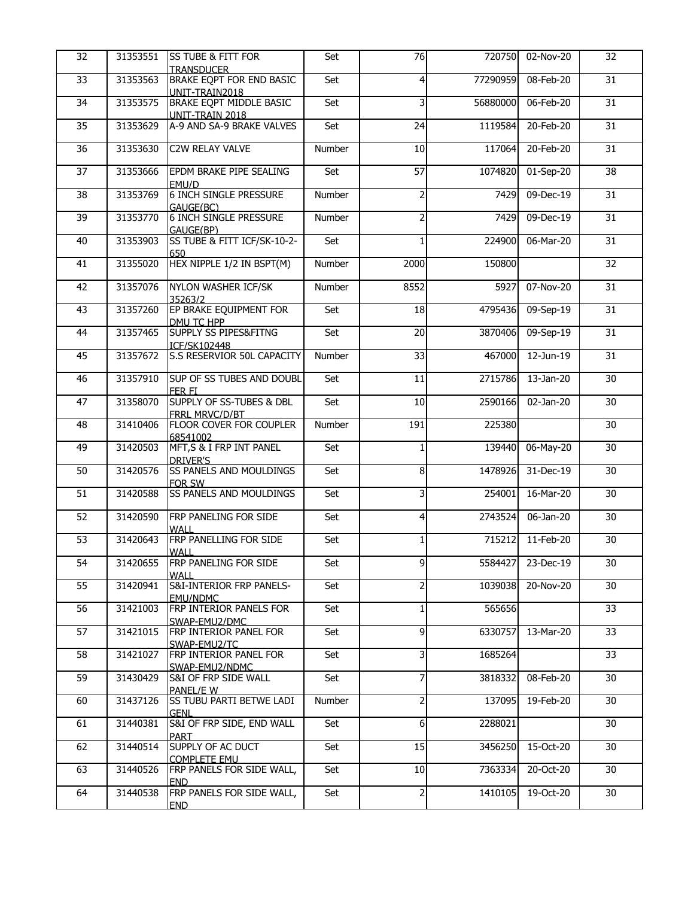| 32 | 31353551 | SS TUBE & FITT FOR TRANSDUCER | Set | 76 | 720750 | 02-Nov-20 | 32 |
|---|---|---|---|---|---|---|---|
| 33 | 31353563 | BRAKE EQPT FOR END BASIC UNIT-TRAIN2018 | Set | 4 | 77290959 | 08-Feb-20 | 31 |
| 34 | 31353575 | BRAKE EQPT MIDDLE BASIC UNIT-TRAIN 2018 | Set | 3 | 56880000 | 06-Feb-20 | 31 |
| 35 | 31353629 | A-9 AND SA-9 BRAKE VALVES | Set | 24 | 1119584 | 20-Feb-20 | 31 |
| 36 | 31353630 | C2W RELAY VALVE | Number | 10 | 117064 | 20-Feb-20 | 31 |
| 37 | 31353666 | EPDM BRAKE PIPE SEALING EMU/D | Set | 57 | 1074820 | 01-Sep-20 | 38 |
| 38 | 31353769 | 6 INCH SINGLE PRESSURE GAUGE(BC) | Number | 2 | 7429 | 09-Dec-19 | 31 |
| 39 | 31353770 | 6 INCH SINGLE PRESSURE GAUGE(BP) | Number | 2 | 7429 | 09-Dec-19 | 31 |
| 40 | 31353903 | SS TUBE & FITT ICF/SK-10-2-650 | Set | 1 | 224900 | 06-Mar-20 | 31 |
| 41 | 31355020 | HEX NIPPLE 1/2 IN BSPT(M) | Number | 2000 | 150800 | | 32 |
| 42 | 31357076 | NYLON WASHER ICF/SK 35263/2 | Number | 8552 | 5927 | 07-Nov-20 | 31 |
| 43 | 31357260 | EP BRAKE EQUIPMENT FOR DMU TC HPP | Set | 18 | 4795436 | 09-Sep-19 | 31 |
| 44 | 31357465 | SUPPLY SS PIPES&FITNG ICF/SK102448 | Set | 20 | 3870406 | 09-Sep-19 | 31 |
| 45 | 31357672 | S.S RESERVIOR 50L CAPACITY | Number | 33 | 467000 | 12-Jun-19 | 31 |
| 46 | 31357910 | SUP OF SS TUBES AND DOUBL FER FI | Set | 11 | 2715786 | 13-Jan-20 | 30 |
| 47 | 31358070 | SUPPLY OF SS-TUBES & DBL FRRL MRVC/D/BT | Set | 10 | 2590166 | 02-Jan-20 | 30 |
| 48 | 31410406 | FLOOR COVER FOR COUPLER 68541002 | Number | 191 | 225380 | | 30 |
| 49 | 31420503 | MFT,S & I FRP INT PANEL DRIVER'S | Set | 1 | 139440 | 06-May-20 | 30 |
| 50 | 31420576 | SS PANELS AND MOULDINGS FOR SW | Set | 8 | 1478926 | 31-Dec-19 | 30 |
| 51 | 31420588 | SS PANELS AND MOULDINGS | Set | 3 | 254001 | 16-Mar-20 | 30 |
| 52 | 31420590 | FRP PANELING FOR SIDE WALL | Set | 4 | 2743524 | 06-Jan-20 | 30 |
| 53 | 31420643 | FRP PANELLING FOR SIDE WALL | Set | 1 | 715212 | 11-Feb-20 | 30 |
| 54 | 31420655 | FRP PANELING FOR SIDE WALL | Set | 9 | 5584427 | 23-Dec-19 | 30 |
| 55 | 31420941 | S&I-INTERIOR FRP PANELS-EMU/NDMC | Set | 2 | 1039038 | 20-Nov-20 | 30 |
| 56 | 31421003 | FRP INTERIOR PANELS FOR SWAP-EMU2/DMC | Set | 1 | 565656 | | 33 |
| 57 | 31421015 | FRP INTERIOR PANEL FOR SWAP-EMU2/TC | Set | 9 | 6330757 | 13-Mar-20 | 33 |
| 58 | 31421027 | FRP INTERIOR PANEL FOR SWAP-EMU2/NDMC | Set | 3 | 1685264 | | 33 |
| 59 | 31430429 | S&I OF FRP SIDE WALL PANEL/E W | Set | 7 | 3818332 | 08-Feb-20 | 30 |
| 60 | 31437126 | SS TUBU PARTI BETWE LADI GENL | Number | 2 | 137095 | 19-Feb-20 | 30 |
| 61 | 31440381 | S&I OF FRP SIDE, END WALL PART | Set | 6 | 2288021 | | 30 |
| 62 | 31440514 | SUPPLY OF AC DUCT COMPLETE EMU | Set | 15 | 3456250 | 15-Oct-20 | 30 |
| 63 | 31440526 | FRP PANELS FOR SIDE WALL, END | Set | 10 | 7363334 | 20-Oct-20 | 30 |
| 64 | 31440538 | FRP PANELS FOR SIDE WALL, END | Set | 2 | 1410105 | 19-Oct-20 | 30 |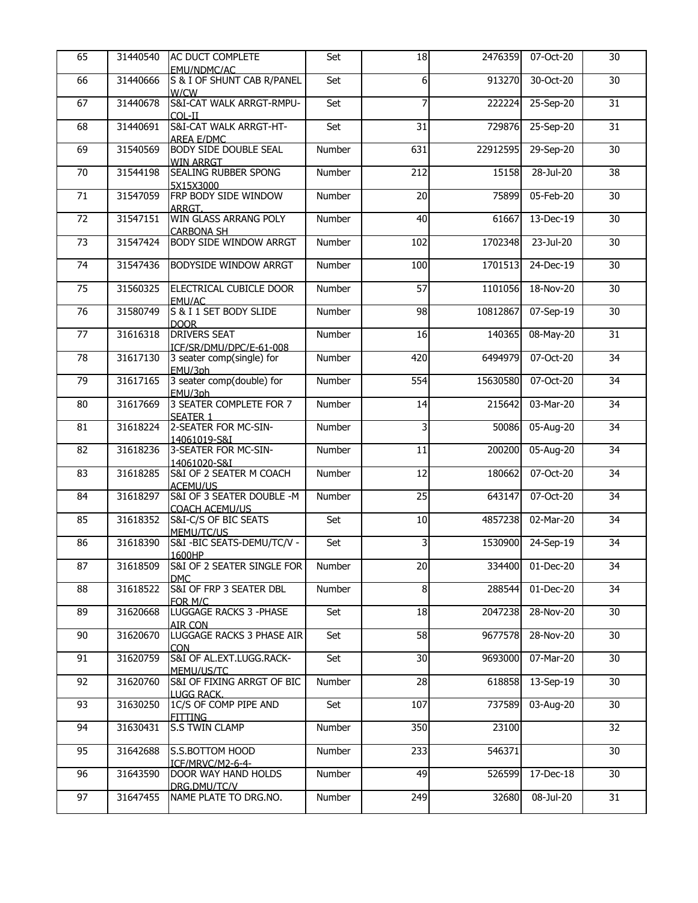| 65 | 31440540 | AC DUCT COMPLETE EMU/NDMC/AC | Set | 18 | 2476359 | 07-Oct-20 | 30 |
|---|---|---|---|---|---|---|---|
| 66 | 31440666 | S & I OF SHUNT CAB R/PANEL W/CW | Set | 6 | 913270 | 30-Oct-20 | 30 |
| 67 | 31440678 | S&I-CAT WALK ARRGT-RMPU-COL-II | Set | 7 | 222224 | 25-Sep-20 | 31 |
| 68 | 31440691 | S&I-CAT WALK ARRGT-HT-AREA E/DMC | Set | 31 | 729876 | 25-Sep-20 | 31 |
| 69 | 31540569 | BODY SIDE DOUBLE SEAL WIN ARRGT | Number | 631 | 22912595 | 29-Sep-20 | 30 |
| 70 | 31544198 | SEALING RUBBER SPONG 5X15X3000 | Number | 212 | 15158 | 28-Jul-20 | 38 |
| 71 | 31547059 | FRP BODY SIDE WINDOW ARRGT. | Number | 20 | 75899 | 05-Feb-20 | 30 |
| 72 | 31547151 | WIN GLASS ARRANG POLY CARBONA SH | Number | 40 | 61667 | 13-Dec-19 | 30 |
| 73 | 31547424 | BODY SIDE WINDOW ARRGT | Number | 102 | 1702348 | 23-Jul-20 | 30 |
| 74 | 31547436 | BODYSIDE WINDOW ARRGT | Number | 100 | 1701513 | 24-Dec-19 | 30 |
| 75 | 31560325 | ELECTRICAL CUBICLE DOOR EMU/AC | Number | 57 | 1101056 | 18-Nov-20 | 30 |
| 76 | 31580749 | S & I 1 SET BODY SLIDE DOOR | Number | 98 | 10812867 | 07-Sep-19 | 30 |
| 77 | 31616318 | DRIVERS SEAT ICF/SR/DMU/DPC/E-61-008 | Number | 16 | 140365 | 08-May-20 | 31 |
| 78 | 31617130 | 3 seater comp(single) for EMU/3ph | Number | 420 | 6494979 | 07-Oct-20 | 34 |
| 79 | 31617165 | 3 seater comp(double) for EMU/3ph | Number | 554 | 15630580 | 07-Oct-20 | 34 |
| 80 | 31617669 | 3 SEATER COMPLETE FOR 7 SEATER 1 | Number | 14 | 215642 | 03-Mar-20 | 34 |
| 81 | 31618224 | 2-SEATER FOR MC-SIN-14061019-S&I | Number | 3 | 50086 | 05-Aug-20 | 34 |
| 82 | 31618236 | 3-SEATER FOR MC-SIN-14061020-S&I | Number | 11 | 200200 | 05-Aug-20 | 34 |
| 83 | 31618285 | S&I OF 2 SEATER M COACH ACEMU/US | Number | 12 | 180662 | 07-Oct-20 | 34 |
| 84 | 31618297 | S&I OF 3 SEATER DOUBLE -M COACH ACEMU/US | Number | 25 | 643147 | 07-Oct-20 | 34 |
| 85 | 31618352 | S&I-C/S OF BIC SEATS MEMU/TC/US | Set | 10 | 4857238 | 02-Mar-20 | 34 |
| 86 | 31618390 | S&I -BIC SEATS-DEMU/TC/V - 1600HP | Set | 3 | 1530900 | 24-Sep-19 | 34 |
| 87 | 31618509 | S&I OF 2 SEATER SINGLE FOR DMC | Number | 20 | 334400 | 01-Dec-20 | 34 |
| 88 | 31618522 | S&I OF FRP 3 SEATER DBL FOR M/C | Number | 8 | 288544 | 01-Dec-20 | 34 |
| 89 | 31620668 | LUGGAGE RACKS 3 -PHASE AIR CON | Set | 18 | 2047238 | 28-Nov-20 | 30 |
| 90 | 31620670 | LUGGAGE RACKS 3 PHASE AIR CON | Set | 58 | 9677578 | 28-Nov-20 | 30 |
| 91 | 31620759 | S&I OF AL.EXT.LUGG.RACK-MEMU/US/TC | Set | 30 | 9693000 | 07-Mar-20 | 30 |
| 92 | 31620760 | S&I OF FIXING ARRGT OF BIC LUGG RACK. | Number | 28 | 618858 | 13-Sep-19 | 30 |
| 93 | 31630250 | 1C/S OF COMP PIPE AND FITTING | Set | 107 | 737589 | 03-Aug-20 | 30 |
| 94 | 31630431 | S.S TWIN CLAMP | Number | 350 | 23100 | | 32 |
| 95 | 31642688 | S.S.BOTTOM HOOD ICF/MRVC/M2-6-4- | Number | 233 | 546371 | | 30 |
| 96 | 31643590 | DOOR WAY HAND HOLDS DRG.DMU/TC/V | Number | 49 | 526599 | 17-Dec-18 | 30 |
| 97 | 31647455 | NAME PLATE TO DRG.NO. | Number | 249 | 32680 | 08-Jul-20 | 31 |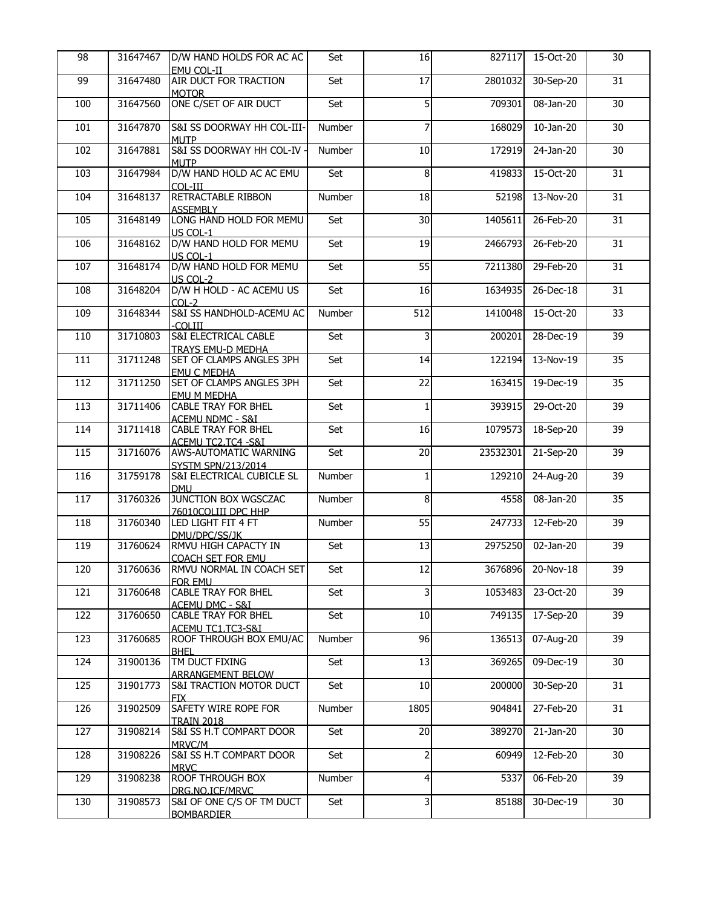| 98 | 31647467 | D/W HAND HOLDS FOR AC AC EMU COL-II | Set | 16 | 827117 | 15-Oct-20 | 30 |
|---|---|---|---|---|---|---|---|
| 99 | 31647480 | AIR DUCT FOR TRACTION MOTOR | Set | 17 | 2801032 | 30-Sep-20 | 31 |
| 100 | 31647560 | ONE C/SET OF AIR DUCT | Set | 5 | 709301 | 08-Jan-20 | 30 |
| 101 | 31647870 | S&I SS DOORWAY HH COL-III-MUTP | Number | 7 | 168029 | 10-Jan-20 | 30 |
| 102 | 31647881 | S&I SS DOORWAY HH COL-IV - MUTP | Number | 10 | 172919 | 24-Jan-20 | 30 |
| 103 | 31647984 | D/W HAND HOLD AC AC EMU COL-III | Set | 8 | 419833 | 15-Oct-20 | 31 |
| 104 | 31648137 | RETRACTABLE RIBBON ASSEMBLY | Number | 18 | 52198 | 13-Nov-20 | 31 |
| 105 | 31648149 | LONG HAND HOLD FOR MEMU US COL-1 | Set | 30 | 1405611 | 26-Feb-20 | 31 |
| 106 | 31648162 | D/W HAND HOLD FOR MEMU US COL-1 | Set | 19 | 2466793 | 26-Feb-20 | 31 |
| 107 | 31648174 | D/W HAND HOLD FOR MEMU US COL-2 | Set | 55 | 7211380 | 29-Feb-20 | 31 |
| 108 | 31648204 | D/W H HOLD - AC ACEMU US COL-2 | Set | 16 | 1634935 | 26-Dec-18 | 31 |
| 109 | 31648344 | S&I SS HANDHOLD-ACEMU AC -COLIII | Number | 512 | 1410048 | 15-Oct-20 | 33 |
| 110 | 31710803 | S&I ELECTRICAL CABLE TRAYS EMU-D MEDHA | Set | 3 | 200201 | 28-Dec-19 | 39 |
| 111 | 31711248 | SET OF CLAMPS ANGLES 3PH EMU C MEDHA | Set | 14 | 122194 | 13-Nov-19 | 35 |
| 112 | 31711250 | SET OF CLAMPS ANGLES 3PH EMU M MEDHA | Set | 22 | 163415 | 19-Dec-19 | 35 |
| 113 | 31711406 | CABLE TRAY FOR BHEL ACEMU NDMC - S&I | Set | 1 | 393915 | 29-Oct-20 | 39 |
| 114 | 31711418 | CABLE TRAY FOR BHEL ACEMU TC2,TC4 -S&I | Set | 16 | 1079573 | 18-Sep-20 | 39 |
| 115 | 31716076 | AWS-AUTOMATIC WARNING SYSTM SPN/213/2014 | Set | 20 | 23532301 | 21-Sep-20 | 39 |
| 116 | 31759178 | S&I ELECTRICAL CUBICLE SL DMU | Number | 1 | 129210 | 24-Aug-20 | 39 |
| 117 | 31760326 | JUNCTION BOX WGSCZAC 76010COLIII DPC HHP | Number | 8 | 4558 | 08-Jan-20 | 35 |
| 118 | 31760340 | LED LIGHT FIT 4 FT DMU/DPC/SS/JK | Number | 55 | 247733 | 12-Feb-20 | 39 |
| 119 | 31760624 | RMVU HIGH CAPACTY IN COACH SET FOR EMU | Set | 13 | 2975250 | 02-Jan-20 | 39 |
| 120 | 31760636 | RMVU NORMAL IN COACH SET FOR EMU | Set | 12 | 3676896 | 20-Nov-18 | 39 |
| 121 | 31760648 | CABLE TRAY FOR BHEL ACEMU DMC - S&I | Set | 3 | 1053483 | 23-Oct-20 | 39 |
| 122 | 31760650 | CABLE TRAY FOR BHEL ACEMU TC1,TC3-S&I | Set | 10 | 749135 | 17-Sep-20 | 39 |
| 123 | 31760685 | ROOF THROUGH BOX EMU/AC BHEL | Number | 96 | 136513 | 07-Aug-20 | 39 |
| 124 | 31900136 | TM DUCT FIXING ARRANGEMENT BELOW | Set | 13 | 369265 | 09-Dec-19 | 30 |
| 125 | 31901773 | S&I TRACTION MOTOR DUCT FIX | Set | 10 | 200000 | 30-Sep-20 | 31 |
| 126 | 31902509 | SAFETY WIRE ROPE FOR TRAIN 2018 | Number | 1805 | 904841 | 27-Feb-20 | 31 |
| 127 | 31908214 | S&I SS H.T COMPART DOOR MRVC/M | Set | 20 | 389270 | 21-Jan-20 | 30 |
| 128 | 31908226 | S&I SS H.T COMPART DOOR MRVC | Set | 2 | 60949 | 12-Feb-20 | 30 |
| 129 | 31908238 | ROOF THROUGH BOX DRG.NO.ICF/MRVC | Number | 4 | 5337 | 06-Feb-20 | 39 |
| 130 | 31908573 | S&I OF ONE C/S OF TM DUCT BOMBARDIER | Set | 3 | 85188 | 30-Dec-19 | 30 |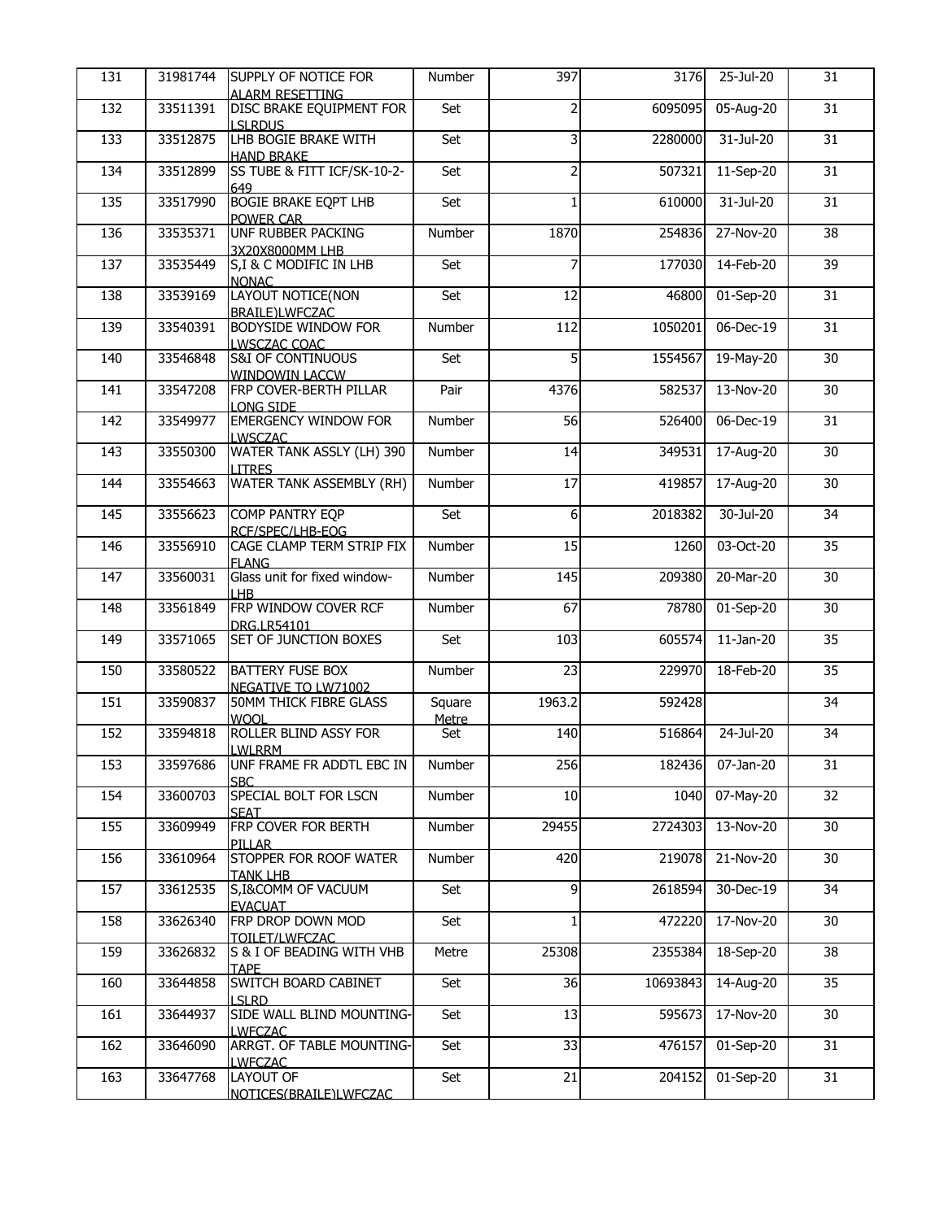| 131 | 31981744 | SUPPLY OF NOTICE FOR ALARM RESETTING | Number | 397 | 3176 | 25-Jul-20 | 31 |
|---|---|---|---|---|---|---|---|
| 132 | 33511391 | DISC BRAKE EQUIPMENT FOR LSLRDUS | Set | 2 | 6095095 | 05-Aug-20 | 31 |
| 133 | 33512875 | LHB BOGIE BRAKE WITH HAND BRAKE | Set | 3 | 2280000 | 31-Jul-20 | 31 |
| 134 | 33512899 | SS TUBE & FITT ICF/SK-10-2-649 | Set | 2 | 507321 | 11-Sep-20 | 31 |
| 135 | 33517990 | BOGIE BRAKE EQPT LHB POWER CAR | Set | 1 | 610000 | 31-Jul-20 | 31 |
| 136 | 33535371 | UNF RUBBER PACKING 3X20X8000MM LHB | Number | 1870 | 254836 | 27-Nov-20 | 38 |
| 137 | 33535449 | S,I & C MODIFIC IN LHB NONAC | Set | 7 | 177030 | 14-Feb-20 | 39 |
| 138 | 33539169 | LAYOUT NOTICE(NON BRAILE)LWFCZAC | Set | 12 | 46800 | 01-Sep-20 | 31 |
| 139 | 33540391 | BODYSIDE WINDOW FOR LWSCZAC COAC | Number | 112 | 1050201 | 06-Dec-19 | 31 |
| 140 | 33546848 | S&I OF CONTINUOUS WINDOWIN LACCW | Set | 5 | 1554567 | 19-May-20 | 30 |
| 141 | 33547208 | FRP COVER-BERTH PILLAR LONG SIDE | Pair | 4376 | 582537 | 13-Nov-20 | 30 |
| 142 | 33549977 | EMERGENCY WINDOW FOR LWSCZAC | Number | 56 | 526400 | 06-Dec-19 | 31 |
| 143 | 33550300 | WATER TANK ASSLY (LH) 390 LITRES | Number | 14 | 349531 | 17-Aug-20 | 30 |
| 144 | 33554663 | WATER TANK ASSEMBLY (RH) | Number | 17 | 419857 | 17-Aug-20 | 30 |
| 145 | 33556623 | COMP PANTRY EQP RCF/SPEC/LHB-EOG | Set | 6 | 2018382 | 30-Jul-20 | 34 |
| 146 | 33556910 | CAGE CLAMP TERM STRIP FIX FLANG | Number | 15 | 1260 | 03-Oct-20 | 35 |
| 147 | 33560031 | Glass unit for fixed window-LHB | Number | 145 | 209380 | 20-Mar-20 | 30 |
| 148 | 33561849 | FRP WINDOW COVER RCF DRG.LR54101 | Number | 67 | 78780 | 01-Sep-20 | 30 |
| 149 | 33571065 | SET OF JUNCTION BOXES | Set | 103 | 605574 | 11-Jan-20 | 35 |
| 150 | 33580522 | BATTERY FUSE BOX NEGATIVE TO LW71002 | Number | 23 | 229970 | 18-Feb-20 | 35 |
| 151 | 33590837 | 50MM THICK FIBRE GLASS WOOL | Square Metre | 1963.2 | 592428 | | 34 |
| 152 | 33594818 | ROLLER BLIND ASSY FOR LWLRRM | Set | 140 | 516864 | 24-Jul-20 | 34 |
| 153 | 33597686 | UNF FRAME FR ADDTL EBC IN SBC | Number | 256 | 182436 | 07-Jan-20 | 31 |
| 154 | 33600703 | SPECIAL BOLT FOR LSCN SEAT | Number | 10 | 1040 | 07-May-20 | 32 |
| 155 | 33609949 | FRP COVER FOR BERTH PILLAR | Number | 29455 | 2724303 | 13-Nov-20 | 30 |
| 156 | 33610964 | STOPPER FOR ROOF WATER TANK LHB | Number | 420 | 219078 | 21-Nov-20 | 30 |
| 157 | 33612535 | S,I&COMM OF VACUUM EVACUAT | Set | 9 | 2618594 | 30-Dec-19 | 34 |
| 158 | 33626340 | FRP DROP DOWN MOD TOILET/LWFCZAC | Set | 1 | 472220 | 17-Nov-20 | 30 |
| 159 | 33626832 | S & I OF BEADING WITH VHB TAPE | Metre | 25308 | 2355384 | 18-Sep-20 | 38 |
| 160 | 33644858 | SWITCH BOARD CABINET LSLRD | Set | 36 | 10693843 | 14-Aug-20 | 35 |
| 161 | 33644937 | SIDE WALL BLIND MOUNTING-LWFCZAC | Set | 13 | 595673 | 17-Nov-20 | 30 |
| 162 | 33646090 | ARRGT. OF TABLE MOUNTING-LWFCZAC | Set | 33 | 476157 | 01-Sep-20 | 31 |
| 163 | 33647768 | LAYOUT OF NOTICES(BRAILE)LWFCZAC | Set | 21 | 204152 | 01-Sep-20 | 31 |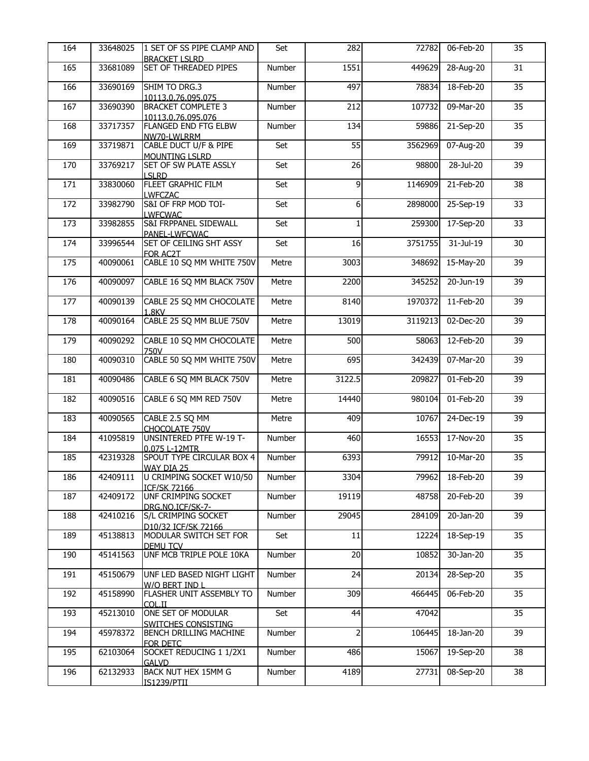| 164 | 33648025 | 1 SET OF SS PIPE CLAMP AND BRACKET LSLRD | Set | 282 | 72782 | 06-Feb-20 | 35 |
|---|---|---|---|---|---|---|---|
| 165 | 33681089 | SET OF THREADED PIPES | Number | 1551 | 449629 | 28-Aug-20 | 31 |
| 166 | 33690169 | SHIM TO DRG.3 10113.0.76.095.075 | Number | 497 | 78834 | 18-Feb-20 | 35 |
| 167 | 33690390 | BRACKET COMPLETE 3 10113.0.76.095.076 | Number | 212 | 107732 | 09-Mar-20 | 35 |
| 168 | 33717357 | FLANGED END FTG ELBW NW70-LWLRRM | Number | 134 | 59886 | 21-Sep-20 | 35 |
| 169 | 33719871 | CABLE DUCT U/F & PIPE MOUNTING LSLRD | Set | 55 | 3562969 | 07-Aug-20 | 39 |
| 170 | 33769217 | SET OF SW PLATE ASSLY LSLRD | Set | 26 | 98800 | 28-Jul-20 | 39 |
| 171 | 33830060 | FLEET GRAPHIC FILM LWFCZAC | Set | 9 | 1146909 | 21-Feb-20 | 38 |
| 172 | 33982790 | S&I OF FRP MOD TOI-LWFCWAC | Set | 6 | 2898000 | 25-Sep-19 | 33 |
| 173 | 33982855 | S&I FRPPANEL SIDEWALL PANEL-LWFCWAC | Set | 1 | 259300 | 17-Sep-20 | 33 |
| 174 | 33996544 | SET OF CEILING SHT ASSY FOR AC2T | Set | 16 | 3751755 | 31-Jul-19 | 30 |
| 175 | 40090061 | CABLE 10 SQ MM WHITE 750V | Metre | 3003 | 348692 | 15-May-20 | 39 |
| 176 | 40090097 | CABLE 16 SQ MM BLACK 750V | Metre | 2200 | 345252 | 20-Jun-19 | 39 |
| 177 | 40090139 | CABLE 25 SQ MM CHOCOLATE 1.8KV | Metre | 8140 | 1970372 | 11-Feb-20 | 39 |
| 178 | 40090164 | CABLE 25 SQ MM BLUE 750V | Metre | 13019 | 3119213 | 02-Dec-20 | 39 |
| 179 | 40090292 | CABLE 10 SQ MM CHOCOLATE 750V | Metre | 500 | 58063 | 12-Feb-20 | 39 |
| 180 | 40090310 | CABLE 50 SQ MM WHITE 750V | Metre | 695 | 342439 | 07-Mar-20 | 39 |
| 181 | 40090486 | CABLE 6 SQ MM BLACK 750V | Metre | 3122.5 | 209827 | 01-Feb-20 | 39 |
| 182 | 40090516 | CABLE 6 SQ MM RED 750V | Metre | 14440 | 980104 | 01-Feb-20 | 39 |
| 183 | 40090565 | CABLE 2.5 SQ MM CHOCOLATE 750V | Metre | 409 | 10767 | 24-Dec-19 | 39 |
| 184 | 41095819 | UNSINTERED PTFE W-19 T-0.075 L-12MTR | Number | 460 | 16553 | 17-Nov-20 | 35 |
| 185 | 42319328 | SPOUT TYPE CIRCULAR BOX 4 WAY DIA 25 | Number | 6393 | 79912 | 10-Mar-20 | 35 |
| 186 | 42409111 | U CRIMPING SOCKET W10/50 ICF/SK 72166 | Number | 3304 | 79962 | 18-Feb-20 | 39 |
| 187 | 42409172 | UNF CRIMPING SOCKET DRG.NO.ICF/SK-7- | Number | 19119 | 48758 | 20-Feb-20 | 39 |
| 188 | 42410216 | S/L CRIMPING SOCKET D10/32 ICF/SK 72166 | Number | 29045 | 284109 | 20-Jan-20 | 39 |
| 189 | 45138813 | MODULAR SWITCH SET FOR DEMU TCV | Set | 11 | 12224 | 18-Sep-19 | 35 |
| 190 | 45141563 | UNF MCB TRIPLE POLE 10KA | Number | 20 | 10852 | 30-Jan-20 | 35 |
| 191 | 45150679 | UNF LED BASED NIGHT LIGHT W/O BERT IND L | Number | 24 | 20134 | 28-Sep-20 | 35 |
| 192 | 45158990 | FLASHER UNIT ASSEMBLY TO COL.II | Number | 309 | 466445 | 06-Feb-20 | 35 |
| 193 | 45213010 | ONE SET OF MODULAR SWITCHES CONSISTING | Set | 44 | 47042 | | 35 |
| 194 | 45978372 | BENCH DRILLING MACHINE FOR DETC | Number | 2 | 106445 | 18-Jan-20 | 39 |
| 195 | 62103064 | SOCKET REDUCING 1 1/2X1 GALVD | Number | 486 | 15067 | 19-Sep-20 | 38 |
| 196 | 62132933 | BACK NUT HEX 15MM G IS1239/PTII | Number | 4189 | 27731 | 08-Sep-20 | 38 |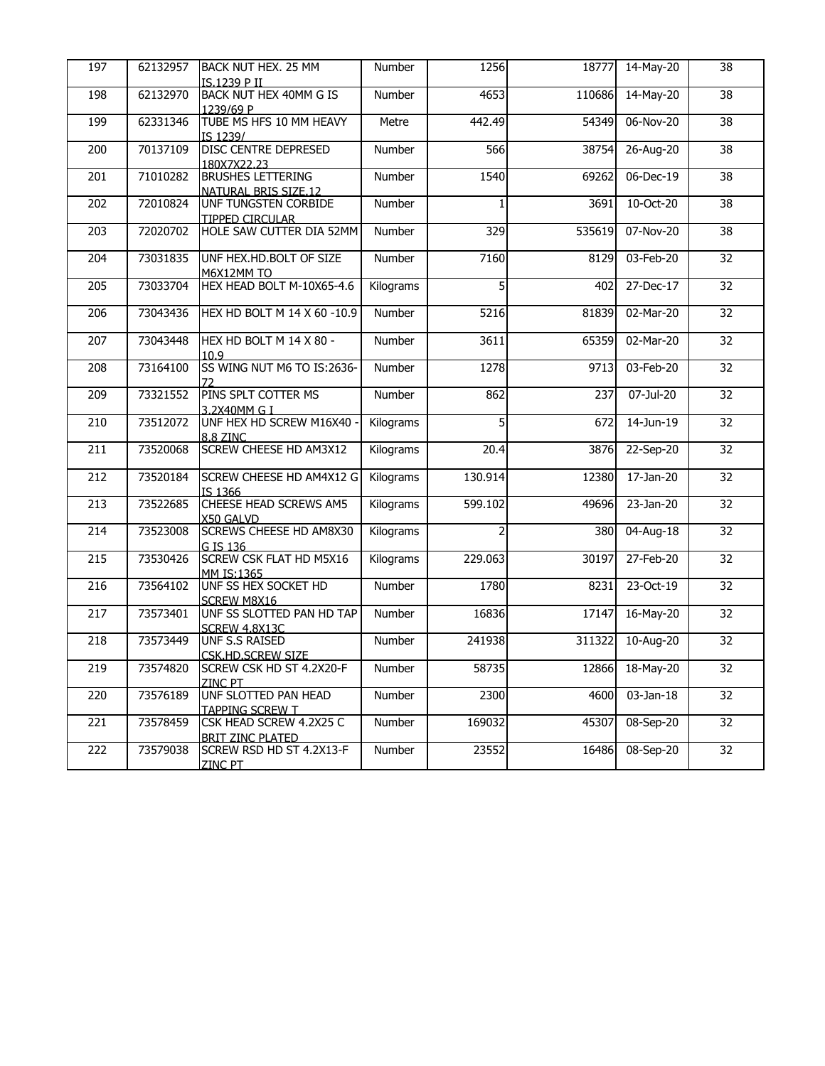| 197 | 62132957 | BACK NUT HEX. 25 MM IS.1239 P II | Number | 1256 | 18777 | 14-May-20 | 38 |
|---|---|---|---|---|---|---|---|
| 198 | 62132970 | BACK NUT HEX 40MM G IS 1239/69 P | Number | 4653 | 110686 | 14-May-20 | 38 |
| 199 | 62331346 | TUBE MS HFS 10 MM HEAVY IS 1239/ | Metre | 442.49 | 54349 | 06-Nov-20 | 38 |
| 200 | 70137109 | DISC CENTRE DEPRESED 180X7X22.23 | Number | 566 | 38754 | 26-Aug-20 | 38 |
| 201 | 71010282 | BRUSHES LETTERING NATURAL BRIS SIZE.12 | Number | 1540 | 69262 | 06-Dec-19 | 38 |
| 202 | 72010824 | UNF TUNGSTEN CORBIDE TIPPED CIRCULAR | Number | 1 | 3691 | 10-Oct-20 | 38 |
| 203 | 72020702 | HOLE SAW CUTTER DIA 52MM | Number | 329 | 535619 | 07-Nov-20 | 38 |
| 204 | 73031835 | UNF HEX.HD.BOLT OF SIZE M6X12MM TO | Number | 7160 | 8129 | 03-Feb-20 | 32 |
| 205 | 73033704 | HEX HEAD BOLT M-10X65-4.6 | Kilograms | 5 | 402 | 27-Dec-17 | 32 |
| 206 | 73043436 | HEX HD BOLT M 14 X 60 -10.9 | Number | 5216 | 81839 | 02-Mar-20 | 32 |
| 207 | 73043448 | HEX HD BOLT M 14 X 80 - 10.9 | Number | 3611 | 65359 | 02-Mar-20 | 32 |
| 208 | 73164100 | SS WING NUT M6 TO IS:2636-72 | Number | 1278 | 9713 | 03-Feb-20 | 32 |
| 209 | 73321552 | PINS SPLT COTTER MS 3.2X40MM G I | Number | 862 | 237 | 07-Jul-20 | 32 |
| 210 | 73512072 | UNF HEX HD SCREW M16X40 - 8.8 ZINC | Kilograms | 5 | 672 | 14-Jun-19 | 32 |
| 211 | 73520068 | SCREW CHEESE HD AM3X12 | Kilograms | 20.4 | 3876 | 22-Sep-20 | 32 |
| 212 | 73520184 | SCREW CHEESE HD AM4X12 G IS 1366 | Kilograms | 130.914 | 12380 | 17-Jan-20 | 32 |
| 213 | 73522685 | CHEESE HEAD SCREWS AM5 X50 GALVD | Kilograms | 599.102 | 49696 | 23-Jan-20 | 32 |
| 214 | 73523008 | SCREWS CHEESE HD AM8X30 G IS 136 | Kilograms | 2 | 380 | 04-Aug-18 | 32 |
| 215 | 73530426 | SCREW CSK FLAT HD M5X16 MM IS:1365 | Kilograms | 229.063 | 30197 | 27-Feb-20 | 32 |
| 216 | 73564102 | UNF SS HEX SOCKET HD SCREW M8X16 | Number | 1780 | 8231 | 23-Oct-19 | 32 |
| 217 | 73573401 | UNF SS SLOTTED PAN HD TAP SCREW 4.8X13C | Number | 16836 | 17147 | 16-May-20 | 32 |
| 218 | 73573449 | UNF S.S RAISED CSK.HD.SCREW SIZE | Number | 241938 | 311322 | 10-Aug-20 | 32 |
| 219 | 73574820 | SCREW CSK HD ST 4.2X20-F ZINC PT | Number | 58735 | 12866 | 18-May-20 | 32 |
| 220 | 73576189 | UNF SLOTTED PAN HEAD TAPPING SCREW T | Number | 2300 | 4600 | 03-Jan-18 | 32 |
| 221 | 73578459 | CSK HEAD SCREW 4.2X25 C BRIT ZINC PLATED | Number | 169032 | 45307 | 08-Sep-20 | 32 |
| 222 | 73579038 | SCREW RSD HD ST 4.2X13-F ZINC PT | Number | 23552 | 16486 | 08-Sep-20 | 32 |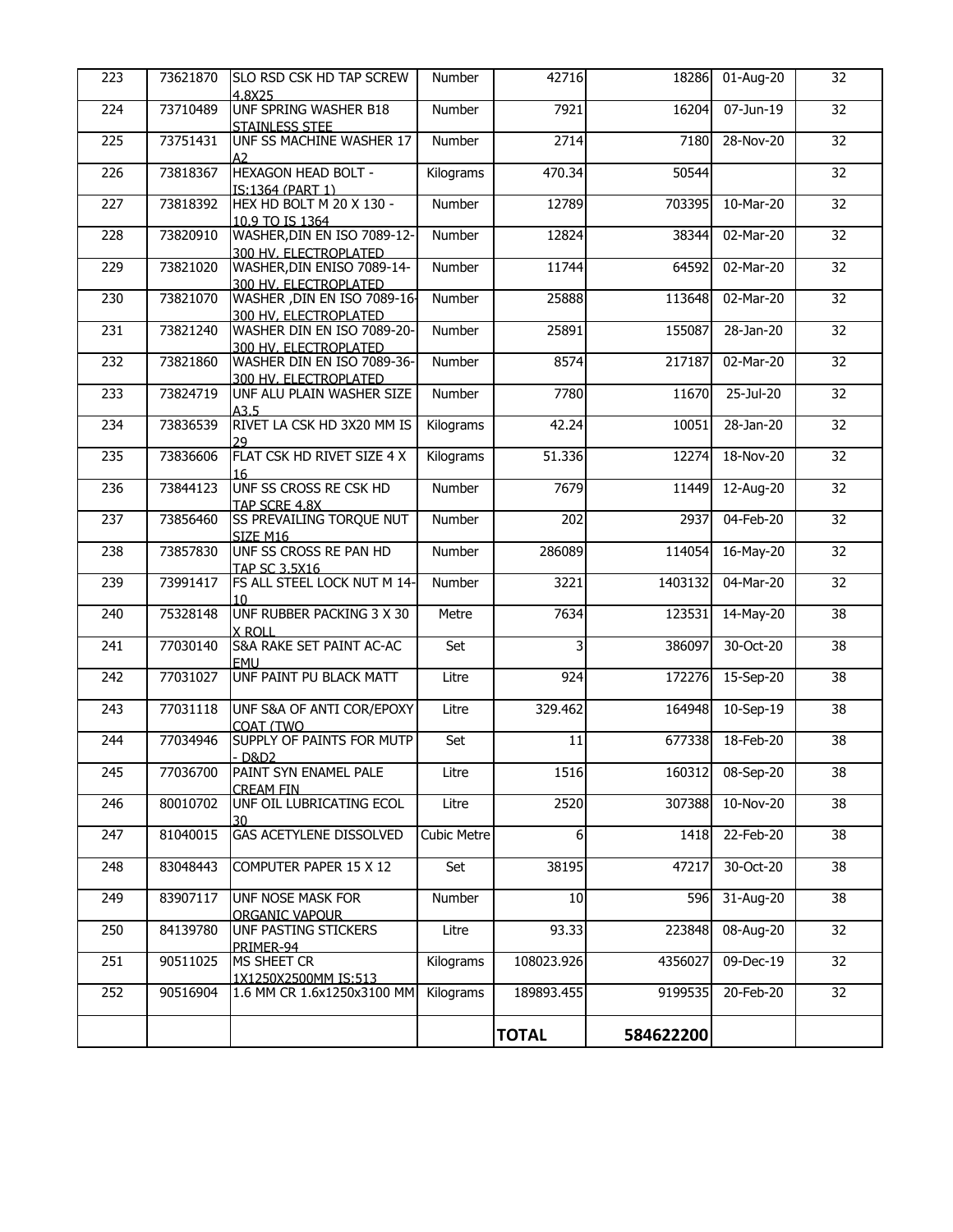| | | | | | | | |
|---|---|---|---|---|---|---|---|
| 223 | 73621870 | SLO RSD CSK HD TAP SCREW 4.8X25 | Number | 42716 | 18286 | 01-Aug-20 | 32 |
| 224 | 73710489 | UNF SPRING WASHER B18 STAINLESS STEE | Number | 7921 | 16204 | 07-Jun-19 | 32 |
| 225 | 73751431 | UNF SS MACHINE WASHER 17 A2 | Number | 2714 | 7180 | 28-Nov-20 | 32 |
| 226 | 73818367 | HEXAGON HEAD BOLT - IS:1364 (PART 1) | Kilograms | 470.34 | 50544 | | 32 |
| 227 | 73818392 | HEX HD BOLT M 20 X 130 - 10.9 TO IS 1364 | Number | 12789 | 703395 | 10-Mar-20 | 32 |
| 228 | 73820910 | WASHER,DIN EN ISO 7089-12-300 HV, ELECTROPLATED | Number | 12824 | 38344 | 02-Mar-20 | 32 |
| 229 | 73821020 | WASHER,DIN ENISO 7089-14-300 HV, ELECTROPLATED | Number | 11744 | 64592 | 02-Mar-20 | 32 |
| 230 | 73821070 | WASHER ,DIN EN ISO 7089-16-300 HV, ELECTROPLATED | Number | 25888 | 113648 | 02-Mar-20 | 32 |
| 231 | 73821240 | WASHER DIN EN ISO 7089-20-300 HV, ELECTROPLATED | Number | 25891 | 155087 | 28-Jan-20 | 32 |
| 232 | 73821860 | WASHER DIN EN ISO 7089-36-300 HV, ELECTROPLATED | Number | 8574 | 217187 | 02-Mar-20 | 32 |
| 233 | 73824719 | UNF ALU PLAIN WASHER SIZE A3.5 | Number | 7780 | 11670 | 25-Jul-20 | 32 |
| 234 | 73836539 | RIVET LA CSK HD 3X20 MM IS 29 | Kilograms | 42.24 | 10051 | 28-Jan-20 | 32 |
| 235 | 73836606 | FLAT CSK HD RIVET SIZE 4 X 16 | Kilograms | 51.336 | 12274 | 18-Nov-20 | 32 |
| 236 | 73844123 | UNF SS CROSS RE CSK HD TAP SCRE 4.8X | Number | 7679 | 11449 | 12-Aug-20 | 32 |
| 237 | 73856460 | SS PREVAILING TORQUE NUT SIZE M16 | Number | 202 | 2937 | 04-Feb-20 | 32 |
| 238 | 73857830 | UNF SS CROSS RE PAN HD TAP SC 3.5X16 | Number | 286089 | 114054 | 16-May-20 | 32 |
| 239 | 73991417 | FS ALL STEEL LOCK NUT M 14-10 | Number | 3221 | 1403132 | 04-Mar-20 | 32 |
| 240 | 75328148 | UNF RUBBER PACKING 3 X 30 X ROLL | Metre | 7634 | 123531 | 14-May-20 | 38 |
| 241 | 77030140 | S&A RAKE SET PAINT AC-AC EMU | Set | 3 | 386097 | 30-Oct-20 | 38 |
| 242 | 77031027 | UNF PAINT PU BLACK MATT | Litre | 924 | 172276 | 15-Sep-20 | 38 |
| 243 | 77031118 | UNF S&A OF ANTI COR/EPOXY COAT (TWO | Litre | 329.462 | 164948 | 10-Sep-19 | 38 |
| 244 | 77034946 | SUPPLY OF PAINTS FOR MUTP - D&D2 | Set | 11 | 677338 | 18-Feb-20 | 38 |
| 245 | 77036700 | PAINT SYN ENAMEL PALE CREAM FIN | Litre | 1516 | 160312 | 08-Sep-20 | 38 |
| 246 | 80010702 | UNF OIL LUBRICATING ECOL 30 | Litre | 2520 | 307388 | 10-Nov-20 | 38 |
| 247 | 81040015 | GAS ACETYLENE DISSOLVED | Cubic Metre | 6 | 1418 | 22-Feb-20 | 38 |
| 248 | 83048443 | COMPUTER PAPER 15 X 12 | Set | 38195 | 47217 | 30-Oct-20 | 38 |
| 249 | 83907117 | UNF NOSE MASK FOR ORGANIC VAPOUR | Number | 10 | 596 | 31-Aug-20 | 38 |
| 250 | 84139780 | UNF PASTING STICKERS PRIMER-94 | Litre | 93.33 | 223848 | 08-Aug-20 | 32 |
| 251 | 90511025 | MS SHEET CR 1X1250X2500MM IS:513 | Kilograms | 108023.926 | 4356027 | 09-Dec-19 | 32 |
| 252 | 90516904 | 1.6 MM CR 1.6x1250x3100 MM | Kilograms | 189893.455 | 9199535 | 20-Feb-20 | 32 |
| | | | | **TOTAL** | **584622200** | | |